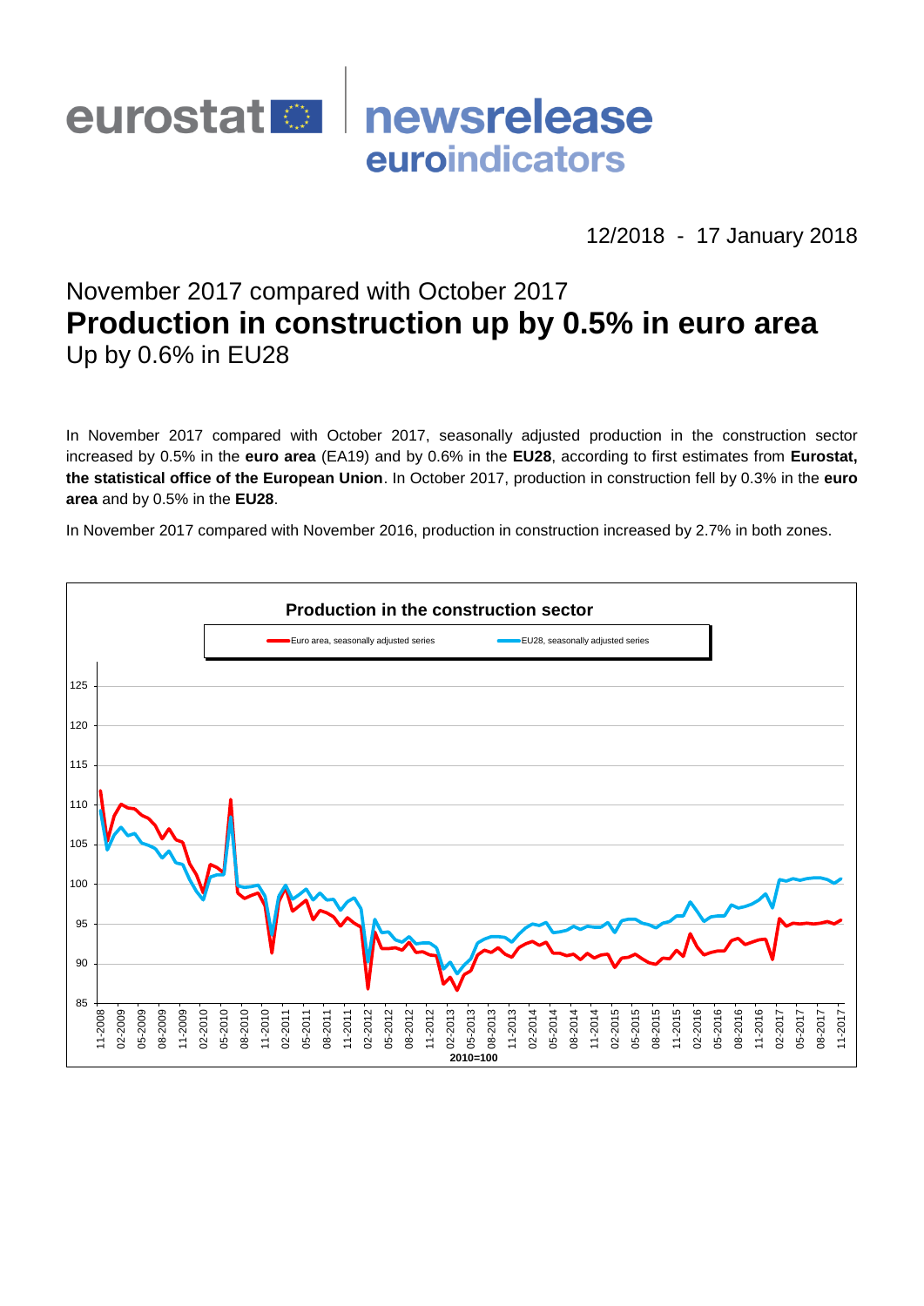eurostat newsrelease euroindicators

12/2018 - 17 January 2018

## November 2017 compared with October 2017

# Production in construction up by 0.5% in euro area

## Up by 0.6% in EU28

In November 2017 compared with October 2017, seasonally adjusted production in the construction sector increased by 0.5% in the **euro area** (EA19) and by 0.6% in the **EU28**, according to first estimates from **Eurostat, the statistical office of the European Union**. In October 2017, production in construction fell by 0.3% in the **euro area** and by 0.5% in the **EU28**.

In November 2017 compared with November 2016, production in construction increased by 2.7% in both zones.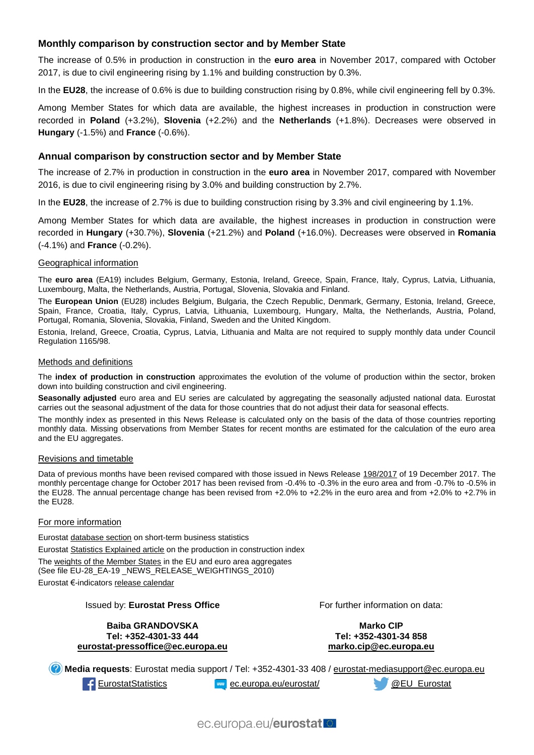## Monthly comparison by construction sector and by Member State

The increase of 0.5% in production in construction in the **euro area** in November 2017, compared with October 2017, is due to civil engineering rising by 1.1% and building construction by 0.3%.

In the **EU28**, the increase of 0.6% is due to building construction rising by 0.8%, while civil engineering fell by 0.3%.

Among Member States for which data are available, the highest increases in production in construction were recorded in **Poland** (+3.2%), **Slovenia** (+2.2%) and the **Netherlands** (+1.8%). Decreases were observed in **Hungary** (-1.5%) and **France** (-0.6%).

## Annual comparison by construction sector and by Member State

The increase of 2.7% in production in construction in the **euro area** in November 2017, compared with November 2016, is due to civil engineering rising by 3.0% and building construction by 2.7%.

In the **EU28**, the increase of 2.7% is due to building construction rising by 3.3% and civil engineering by 1.1%.

Among Member States for which data are available, the highest increases in production in construction were recorded in **Hungary** (+30.7%), **Slovenia** (+21.2%) and **Poland** (+16.0%). Decreases were observed in **Romania** (-4.1%) and **France** (-0.2%).

### Geographical information

The **euro area** (EA19) includes Belgium, Germany, Estonia, Ireland, Greece, Spain, France, Italy, Cyprus, Latvia, Lithuania, Luxembourg, Malta, the Netherlands, Austria, Portugal, Slovenia, Slovakia and Finland.

The **European Union** (EU28) includes Belgium, Bulgaria, the Czech Republic, Denmark, Germany, Estonia, Ireland, Greece, Spain, France, Croatia, Italy, Cyprus, Latvia, Lithuania, Luxembourg, Hungary, Malta, the Netherlands, Austria, Poland, Portugal, Romania, Slovenia, Slovakia, Finland, Sweden and the United Kingdom.

Estonia, Ireland, Greece, Croatia, Cyprus, Latvia, Lithuania and Malta are not required to supply monthly data under Council Regulation 1165/98.

### Methods and definitions

The **index of production in construction** approximates the evolution of the volume of production within the sector, broken down into building construction and civil engineering.

**Seasonally adjusted** euro area and EU series are calculated by aggregating the seasonally adjusted national data. Eurostat carries out the seasonal adjustment of the data for those countries that do not adjust their data for seasonal effects.

The monthly index as presented in this News Release is calculated only on the basis of the data of those countries reporting monthly data. Missing observations from Member States for recent months are estimated for the calculation of the euro area and the EU aggregates.

### Revisions and timetable

Data of previous months have been revised compared with those issued in News Release 198/2017 of 19 December 2017. The monthly percentage change for October 2017 has been revised from -0.4% to -0.3% in the euro area and from -0.7% to -0.5% in the EU28. The annual percentage change has been revised from +2.0% to +2.2% in the euro area and from +2.0% to +2.7% in the EU28.

### For more information

Eurostat database section on short-term business statistics

Eurostat Statistics Explained article on the production in construction index

The weights of the Member States in the EU and euro area aggregates
(See file EU-28_EA-19 _NEWS_RELEASE_WEIGHTINGS_2010)

Eurostat €-indicators release calendar

Issued by: **Eurostat Press Office**

**Baiba GRANDOVSKA**
**Tel: +352-4301-33 444**
**eurostat-pressoffice@ec.europa.eu**

For further information on data:

**Marko CIP**
**Tel: +352-4301-34 858**
**marko.cip@ec.europa.eu**

**Media requests**: Eurostat media support / Tel: +352-4301-33 408 / eurostat-mediasupport@ec.europa.eu

EurostatStatistics   ec.europa.eu/eurostat/   @EU_Eurostat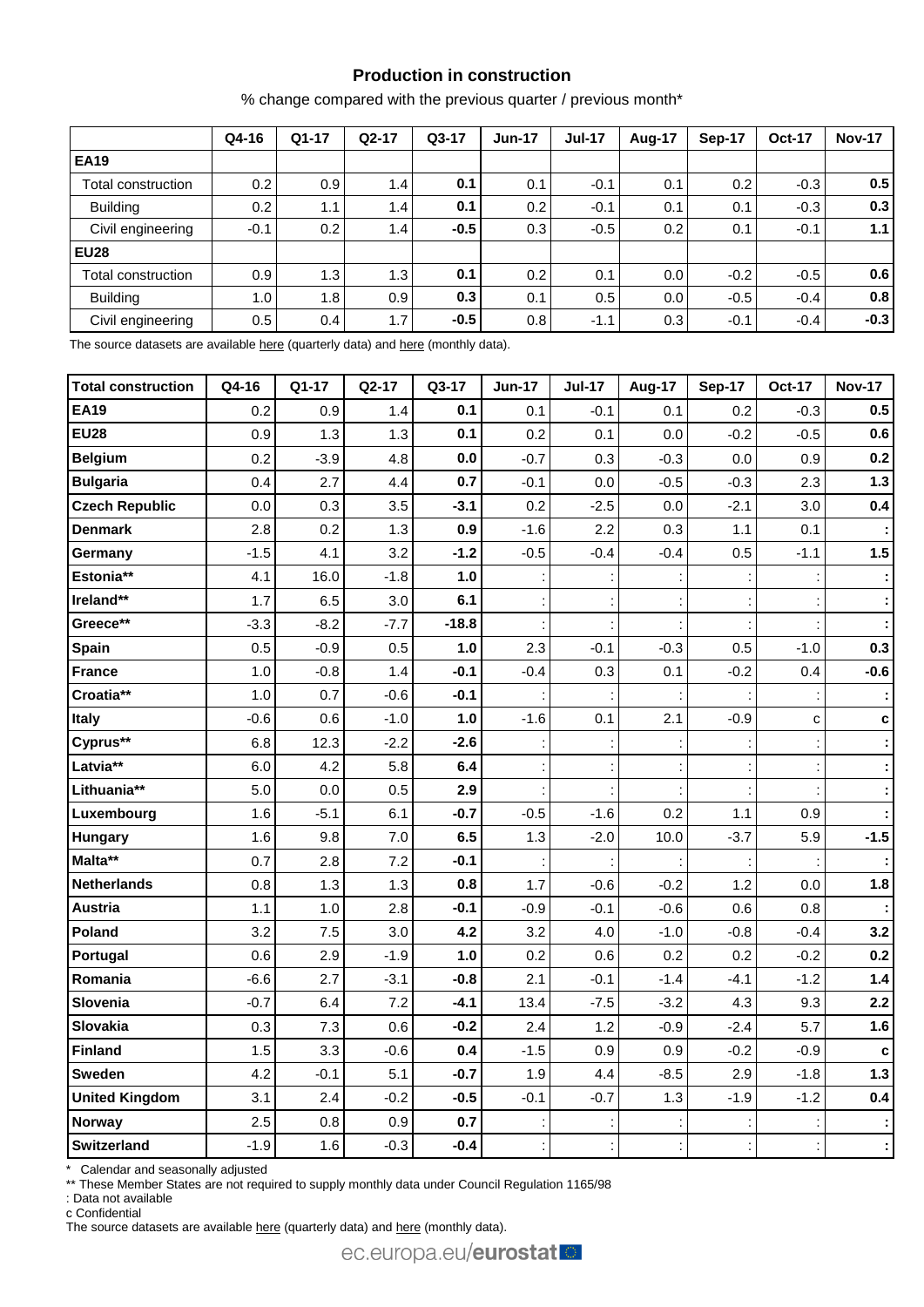## Production in construction

% change compared with the previous quarter / previous month*

| | Q4-16 | Q1-17 | Q2-17 | Q3-17 | Jun-17 | Jul-17 | Aug-17 | Sep-17 | Oct-17 | Nov-17 |
|---|---|---|---|---|---|---|---|---|---|---|
| **EA19** | | | | | | | | | | |
| Total construction | 0.2 | 0.9 | 1.4 | **0.1** | 0.1 | -0.1 | 0.1 | 0.2 | -0.3 | **0.5** |
| Building | 0.2 | 1.1 | 1.4 | **0.1** | 0.2 | -0.1 | 0.1 | 0.1 | -0.3 | **0.3** |
| Civil engineering | -0.1 | 0.2 | 1.4 | **-0.5** | 0.3 | -0.5 | 0.2 | 0.1 | -0.1 | **1.1** |
| **EU28** | | | | | | | | | | |
| Total construction | 0.9 | 1.3 | 1.3 | **0.1** | 0.2 | 0.1 | 0.0 | -0.2 | -0.5 | **0.6** |
| Building | 1.0 | 1.8 | 0.9 | **0.3** | 0.1 | 0.5 | 0.0 | -0.5 | -0.4 | **0.8** |
| Civil engineering | 0.5 | 0.4 | 1.7 | **-0.5** | 0.8 | -1.1 | 0.3 | -0.1 | -0.4 | **-0.3** |

The source datasets are available here (quarterly data) and here (monthly data).

| **Total construction** | Q4-16 | Q1-17 | Q2-17 | Q3-17 | Jun-17 | Jul-17 | Aug-17 | Sep-17 | Oct-17 | Nov-17 |
|---|---|---|---|---|---|---|---|---|---|---|
| **EA19** | 0.2 | 0.9 | 1.4 | **0.1** | 0.1 | -0.1 | 0.1 | 0.2 | -0.3 | **0.5** |
| **EU28** | 0.9 | 1.3 | 1.3 | **0.1** | 0.2 | 0.1 | 0.0 | -0.2 | -0.5 | **0.6** |
| **Belgium** | 0.2 | -3.9 | 4.8 | **0.0** | -0.7 | 0.3 | -0.3 | 0.0 | 0.9 | **0.2** |
| **Bulgaria** | 0.4 | 2.7 | 4.4 | **0.7** | -0.1 | 0.0 | -0.5 | -0.3 | 2.3 | **1.3** |
| **Czech Republic** | 0.0 | 0.3 | 3.5 | **-3.1** | 0.2 | -2.5 | 0.0 | -2.1 | 3.0 | **0.4** |
| **Denmark** | 2.8 | 0.2 | 1.3 | **0.9** | -1.6 | 2.2 | 0.3 | 1.1 | 0.1 | **:** |
| **Germany** | -1.5 | 4.1 | 3.2 | **-1.2** | -0.5 | -0.4 | -0.4 | 0.5 | -1.1 | **1.5** |
| **Estonia**** | 4.1 | 16.0 | -1.8 | **1.0** | : | : | : | : | : | **:** |
| **Ireland**** | 1.7 | 6.5 | 3.0 | **6.1** | : | : | : | : | : | **:** |
| **Greece**** | -3.3 | -8.2 | -7.7 | **-18.8** | : | : | : | : | : | **:** |
| **Spain** | 0.5 | -0.9 | 0.5 | **1.0** | 2.3 | -0.1 | -0.3 | 0.5 | -1.0 | **0.3** |
| **France** | 1.0 | -0.8 | 1.4 | **-0.1** | -0.4 | 0.3 | 0.1 | -0.2 | 0.4 | **-0.6** |
| **Croatia**** | 1.0 | 0.7 | -0.6 | **-0.1** | : | : | : | : | : | **:** |
| **Italy** | -0.6 | 0.6 | -1.0 | **1.0** | -1.6 | 0.1 | 2.1 | -0.9 | c | **c** |
| **Cyprus**** | 6.8 | 12.3 | -2.2 | **-2.6** | : | : | : | : | : | **:** |
| **Latvia**** | 6.0 | 4.2 | 5.8 | **6.4** | : | : | : | : | : | **:** |
| **Lithuania**** | 5.0 | 0.0 | 0.5 | **2.9** | : | : | : | : | : | **:** |
| **Luxembourg** | 1.6 | -5.1 | 6.1 | **-0.7** | -0.5 | -1.6 | 0.2 | 1.1 | 0.9 | **:** |
| **Hungary** | 1.6 | 9.8 | 7.0 | **6.5** | 1.3 | -2.0 | 10.0 | -3.7 | 5.9 | **-1.5** |
| **Malta**** | 0.7 | 2.8 | 7.2 | **-0.1** | : | : | : | : | : | **:** |
| **Netherlands** | 0.8 | 1.3 | 1.3 | **0.8** | 1.7 | -0.6 | -0.2 | 1.2 | 0.0 | **1.8** |
| **Austria** | 1.1 | 1.0 | 2.8 | **-0.1** | -0.9 | -0.1 | -0.6 | 0.6 | 0.8 | **:** |
| **Poland** | 3.2 | 7.5 | 3.0 | **4.2** | 3.2 | 4.0 | -1.0 | -0.8 | -0.4 | **3.2** |
| **Portugal** | 0.6 | 2.9 | -1.9 | **1.0** | 0.2 | 0.6 | 0.2 | 0.2 | -0.2 | **0.2** |
| **Romania** | -6.6 | 2.7 | -3.1 | **-0.8** | 2.1 | -0.1 | -1.4 | -4.1 | -1.2 | **1.4** |
| **Slovenia** | -0.7 | 6.4 | 7.2 | **-4.1** | 13.4 | -7.5 | -3.2 | 4.3 | 9.3 | **2.2** |
| **Slovakia** | 0.3 | 7.3 | 0.6 | **-0.2** | 2.4 | 1.2 | -0.9 | -2.4 | 5.7 | **1.6** |
| **Finland** | 1.5 | 3.3 | -0.6 | **0.4** | -1.5 | 0.9 | 0.9 | -0.2 | -0.9 | **c** |
| **Sweden** | 4.2 | -0.1 | 5.1 | **-0.7** | 1.9 | 4.4 | -8.5 | 2.9 | -1.8 | **1.3** |
| **United Kingdom** | 3.1 | 2.4 | -0.2 | **-0.5** | -0.1 | -0.7 | 1.3 | -1.9 | -1.2 | **0.4** |
| **Norway** | 2.5 | 0.8 | 0.9 | **0.7** | : | : | : | : | : | **:** |
| **Switzerland** | -1.9 | 1.6 | -0.3 | **-0.4** | : | : | : | : | : | **:** |

\* Calendar and seasonally adjusted

** These Member States are not required to supply monthly data under Council Regulation 1165/98

: Data not available

c Confidential

The source datasets are available here (quarterly data) and here (monthly data).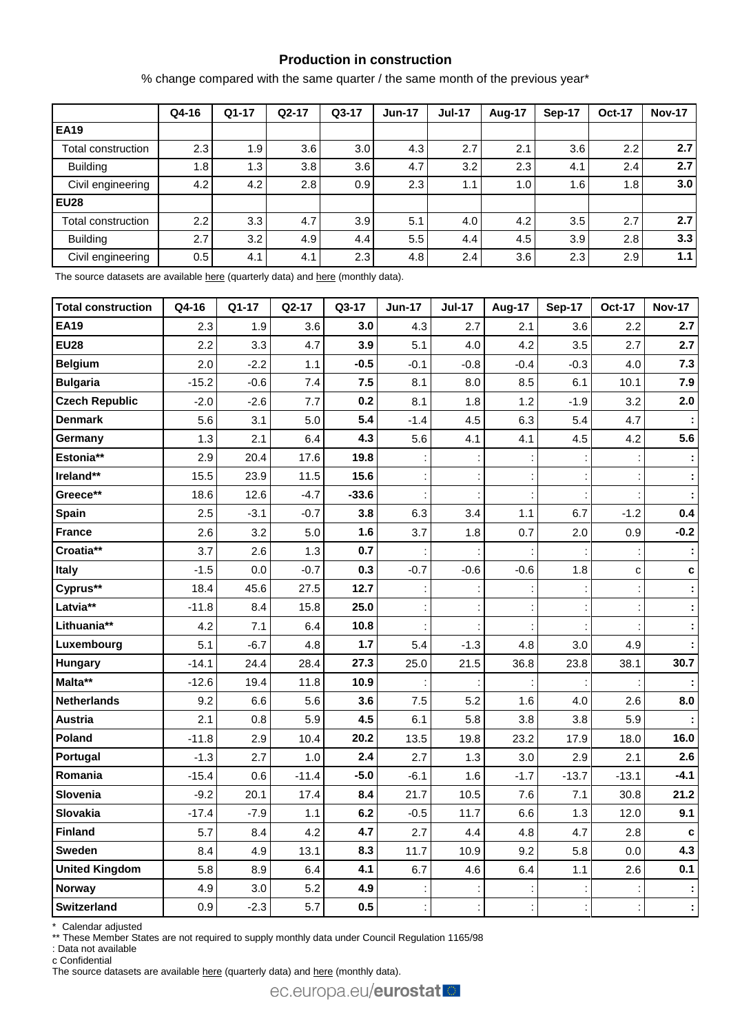### Production in construction

% change compared with the same quarter / the same month of the previous year*

| | Q4-16 | Q1-17 | Q2-17 | Q3-17 | Jun-17 | Jul-17 | Aug-17 | Sep-17 | Oct-17 | Nov-17 |
|---|---|---|---|---|---|---|---|---|---|---|
| **EA19** | | | | | | | | | | |
| Total construction | 2.3 | 1.9 | 3.6 | 3.0 | 4.3 | 2.7 | 2.1 | 3.6 | 2.2 | **2.7** |
| Building | 1.8 | 1.3 | 3.8 | 3.6 | 4.7 | 3.2 | 2.3 | 4.1 | 2.4 | **2.7** |
| Civil engineering | 4.2 | 4.2 | 2.8 | 0.9 | 2.3 | 1.1 | 1.0 | 1.6 | 1.8 | **3.0** |
| **EU28** | | | | | | | | | | |
| Total construction | 2.2 | 3.3 | 4.7 | 3.9 | 5.1 | 4.0 | 4.2 | 3.5 | 2.7 | **2.7** |
| Building | 2.7 | 3.2 | 4.9 | 4.4 | 5.5 | 4.4 | 4.5 | 3.9 | 2.8 | **3.3** |
| Civil engineering | 0.5 | 4.1 | 4.1 | 2.3 | 4.8 | 2.4 | 3.6 | 2.3 | 2.9 | **1.1** |

The source datasets are available here (quarterly data) and here (monthly data).

| **Total construction** | Q4-16 | Q1-17 | Q2-17 | Q3-17 | Jun-17 | Jul-17 | Aug-17 | Sep-17 | Oct-17 | Nov-17 |
|---|---|---|---|---|---|---|---|---|---|---|
| **EA19** | 2.3 | 1.9 | 3.6 | **3.0** | 4.3 | 2.7 | 2.1 | 3.6 | 2.2 | **2.7** |
| **EU28** | 2.2 | 3.3 | 4.7 | **3.9** | 5.1 | 4.0 | 4.2 | 3.5 | 2.7 | **2.7** |
| **Belgium** | 2.0 | -2.2 | 1.1 | **-0.5** | -0.1 | -0.8 | -0.4 | -0.3 | 4.0 | **7.3** |
| **Bulgaria** | -15.2 | -0.6 | 7.4 | **7.5** | 8.1 | 8.0 | 8.5 | 6.1 | 10.1 | **7.9** |
| **Czech Republic** | -2.0 | -2.6 | 7.7 | **0.2** | 8.1 | 1.8 | 1.2 | -1.9 | 3.2 | **2.0** |
| **Denmark** | 5.6 | 3.1 | 5.0 | **5.4** | -1.4 | 4.5 | 6.3 | 5.4 | 4.7 | **:** |
| **Germany** | 1.3 | 2.1 | 6.4 | **4.3** | 5.6 | 4.1 | 4.1 | 4.5 | 4.2 | **5.6** |
| **Estonia**** | 2.9 | 20.4 | 17.6 | **19.8** | : | : | : | : | : | **:** |
| **Ireland**** | 15.5 | 23.9 | 11.5 | **15.6** | : | : | : | : | : | **:** |
| **Greece**** | 18.6 | 12.6 | -4.7 | **-33.6** | : | : | : | : | : | **:** |
| **Spain** | 2.5 | -3.1 | -0.7 | **3.8** | 6.3 | 3.4 | 1.1 | 6.7 | -1.2 | **0.4** |
| **France** | 2.6 | 3.2 | 5.0 | **1.6** | 3.7 | 1.8 | 0.7 | 2.0 | 0.9 | **-0.2** |
| **Croatia**** | 3.7 | 2.6 | 1.3 | **0.7** | : | : | : | : | : | **:** |
| **Italy** | -1.5 | 0.0 | -0.7 | **0.3** | -0.7 | -0.6 | -0.6 | 1.8 | c | **c** |
| **Cyprus**** | 18.4 | 45.6 | 27.5 | **12.7** | : | : | : | : | : | **:** |
| **Latvia**** | -11.8 | 8.4 | 15.8 | **25.0** | : | : | : | : | : | **:** |
| **Lithuania**** | 4.2 | 7.1 | 6.4 | **10.8** | : | : | : | : | : | **:** |
| **Luxembourg** | 5.1 | -6.7 | 4.8 | **1.7** | 5.4 | -1.3 | 4.8 | 3.0 | 4.9 | **:** |
| **Hungary** | -14.1 | 24.4 | 28.4 | **27.3** | 25.0 | 21.5 | 36.8 | 23.8 | 38.1 | **30.7** |
| **Malta**** | -12.6 | 19.4 | 11.8 | **10.9** | : | : | : | : | : | **:** |
| **Netherlands** | 9.2 | 6.6 | 5.6 | **3.6** | 7.5 | 5.2 | 1.6 | 4.0 | 2.6 | **8.0** |
| **Austria** | 2.1 | 0.8 | 5.9 | **4.5** | 6.1 | 5.8 | 3.8 | 3.8 | 5.9 | **:** |
| **Poland** | -11.8 | 2.9 | 10.4 | **20.2** | 13.5 | 19.8 | 23.2 | 17.9 | 18.0 | **16.0** |
| **Portugal** | -1.3 | 2.7 | 1.0 | **2.4** | 2.7 | 1.3 | 3.0 | 2.9 | 2.1 | **2.6** |
| **Romania** | -15.4 | 0.6 | -11.4 | **-5.0** | -6.1 | 1.6 | -1.7 | -13.7 | -13.1 | **-4.1** |
| **Slovenia** | -9.2 | 20.1 | 17.4 | **8.4** | 21.7 | 10.5 | 7.6 | 7.1 | 30.8 | **21.2** |
| **Slovakia** | -17.4 | -7.9 | 1.1 | **6.2** | -0.5 | 11.7 | 6.6 | 1.3 | 12.0 | **9.1** |
| **Finland** | 5.7 | 8.4 | 4.2 | **4.7** | 2.7 | 4.4 | 4.8 | 4.7 | 2.8 | **c** |
| **Sweden** | 8.4 | 4.9 | 13.1 | **8.3** | 11.7 | 10.9 | 9.2 | 5.8 | 0.0 | **4.3** |
| **United Kingdom** | 5.8 | 8.9 | 6.4 | **4.1** | 6.7 | 4.6 | 6.4 | 1.1 | 2.6 | **0.1** |
| **Norway** | 4.9 | 3.0 | 5.2 | **4.9** | : | : | : | : | : | **:** |
| **Switzerland** | 0.9 | -2.3 | 5.7 | **0.5** | : | : | : | : | : | **:** |

\* Calendar adjusted
** These Member States are not required to supply monthly data under Council Regulation 1165/98
: Data not available
c Confidential
The source datasets are available here (quarterly data) and here (monthly data).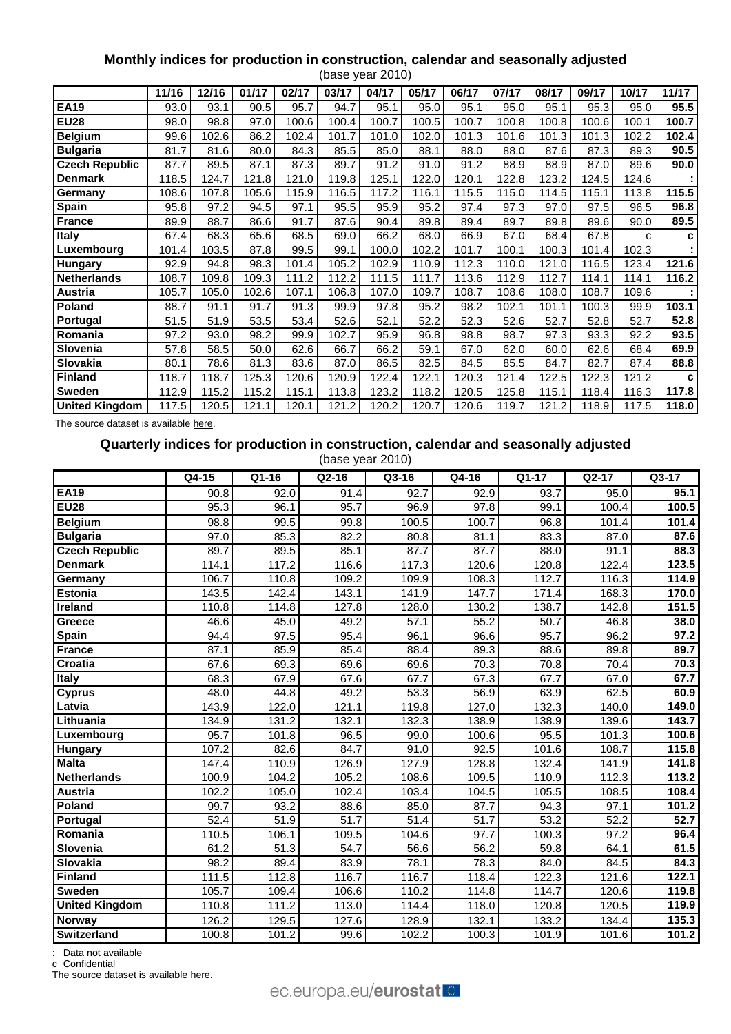## Monthly indices for production in construction, calendar and seasonally adjusted

(base year 2010)

| | 11/16 | 12/16 | 01/17 | 02/17 | 03/17 | 04/17 | 05/17 | 06/17 | 07/17 | 08/17 | 09/17 | 10/17 | 11/17 |
|---|---|---|---|---|---|---|---|---|---|---|---|---|---|
| **EA19** | 93.0 | 93.1 | 90.5 | 95.7 | 94.7 | 95.1 | 95.0 | 95.1 | 95.0 | 95.1 | 95.3 | 95.0 | **95.5** |
| **EU28** | 98.0 | 98.8 | 97.0 | 100.6 | 100.4 | 100.7 | 100.5 | 100.7 | 100.8 | 100.8 | 100.6 | 100.1 | **100.7** |
| **Belgium** | 99.6 | 102.6 | 86.2 | 102.4 | 101.7 | 101.0 | 102.0 | 101.3 | 101.6 | 101.3 | 101.3 | 102.2 | **102.4** |
| **Bulgaria** | 81.7 | 81.6 | 80.0 | 84.3 | 85.5 | 85.0 | 88.1 | 88.0 | 88.0 | 87.6 | 87.3 | 89.3 | **90.5** |
| **Czech Republic** | 87.7 | 89.5 | 87.1 | 87.3 | 89.7 | 91.2 | 91.0 | 91.2 | 88.9 | 88.9 | 87.0 | 89.6 | **90.0** |
| **Denmark** | 118.5 | 124.7 | 121.8 | 121.0 | 119.8 | 125.1 | 122.0 | 120.1 | 122.8 | 123.2 | 124.5 | 124.6 | **:** |
| **Germany** | 108.6 | 107.8 | 105.6 | 115.9 | 116.5 | 117.2 | 116.1 | 115.5 | 115.0 | 114.5 | 115.1 | 113.8 | **115.5** |
| **Spain** | 95.8 | 97.2 | 94.5 | 97.1 | 95.5 | 95.9 | 95.2 | 97.4 | 97.3 | 97.0 | 97.5 | 96.5 | **96.8** |
| **France** | 89.9 | 88.7 | 86.6 | 91.7 | 87.6 | 90.4 | 89.8 | 89.4 | 89.7 | 89.8 | 89.6 | 90.0 | **89.5** |
| **Italy** | 67.4 | 68.3 | 65.6 | 68.5 | 69.0 | 66.2 | 68.0 | 66.9 | 67.0 | 68.4 | 67.8 | c | **c** |
| **Luxembourg** | 101.4 | 103.5 | 87.8 | 99.5 | 99.1 | 100.0 | 102.2 | 101.7 | 100.1 | 100.3 | 101.4 | 102.3 | **:** |
| **Hungary** | 92.9 | 94.8 | 98.3 | 101.4 | 105.2 | 102.9 | 110.9 | 112.3 | 110.0 | 121.0 | 116.5 | 123.4 | **121.6** |
| **Netherlands** | 108.7 | 109.8 | 109.3 | 111.2 | 112.2 | 111.5 | 111.7 | 113.6 | 112.9 | 112.7 | 114.1 | 114.1 | **116.2** |
| **Austria** | 105.7 | 105.0 | 102.6 | 107.1 | 106.8 | 107.0 | 109.7 | 108.7 | 108.6 | 108.0 | 108.7 | 109.6 | **:** |
| **Poland** | 88.7 | 91.1 | 91.7 | 91.3 | 99.9 | 97.8 | 95.2 | 98.2 | 102.1 | 101.1 | 100.3 | 99.9 | **103.1** |
| **Portugal** | 51.5 | 51.9 | 53.5 | 53.4 | 52.6 | 52.1 | 52.2 | 52.3 | 52.6 | 52.7 | 52.8 | 52.7 | **52.8** |
| **Romania** | 97.2 | 93.0 | 98.2 | 99.9 | 102.7 | 95.9 | 96.8 | 98.8 | 98.7 | 97.3 | 93.3 | 92.2 | **93.5** |
| **Slovenia** | 57.8 | 58.5 | 50.0 | 62.6 | 66.7 | 66.2 | 59.1 | 67.0 | 62.0 | 60.0 | 62.6 | 68.4 | **69.9** |
| **Slovakia** | 80.1 | 78.6 | 81.3 | 83.6 | 87.0 | 86.5 | 82.5 | 84.5 | 85.5 | 84.7 | 82.7 | 87.4 | **88.8** |
| **Finland** | 118.7 | 118.7 | 125.3 | 120.6 | 120.9 | 122.4 | 122.1 | 120.3 | 121.4 | 122.5 | 122.3 | 121.2 | **c** |
| **Sweden** | 112.9 | 115.2 | 115.2 | 115.1 | 113.8 | 123.2 | 118.2 | 120.5 | 125.8 | 115.1 | 118.4 | 116.3 | **117.8** |
| **United Kingdom** | 117.5 | 120.5 | 121.1 | 120.1 | 121.2 | 120.2 | 120.7 | 120.6 | 119.7 | 121.2 | 118.9 | 117.5 | **118.0** |

The source dataset is available here.

## Quarterly indices for production in construction, calendar and seasonally adjusted

(base year 2010)

| | Q4-15 | Q1-16 | Q2-16 | Q3-16 | Q4-16 | Q1-17 | Q2-17 | Q3-17 |
|---|---|---|---|---|---|---|---|---|
| **EA19** | 90.8 | 92.0 | 91.4 | 92.7 | 92.9 | 93.7 | 95.0 | **95.1** |
| **EU28** | 95.3 | 96.1 | 95.7 | 96.9 | 97.8 | 99.1 | 100.4 | **100.5** |
| **Belgium** | 98.8 | 99.5 | 99.8 | 100.5 | 100.7 | 96.8 | 101.4 | **101.4** |
| **Bulgaria** | 97.0 | 85.3 | 82.2 | 80.8 | 81.1 | 83.3 | 87.0 | **87.6** |
| **Czech Republic** | 89.7 | 89.5 | 85.1 | 87.7 | 87.7 | 88.0 | 91.1 | **88.3** |
| **Denmark** | 114.1 | 117.2 | 116.6 | 117.3 | 120.6 | 120.8 | 122.4 | **123.5** |
| **Germany** | 106.7 | 110.8 | 109.2 | 109.9 | 108.3 | 112.7 | 116.3 | **114.9** |
| **Estonia** | 143.5 | 142.4 | 143.1 | 141.9 | 147.7 | 171.4 | 168.3 | **170.0** |
| **Ireland** | 110.8 | 114.8 | 127.8 | 128.0 | 130.2 | 138.7 | 142.8 | **151.5** |
| **Greece** | 46.6 | 45.0 | 49.2 | 57.1 | 55.2 | 50.7 | 46.8 | **38.0** |
| **Spain** | 94.4 | 97.5 | 95.4 | 96.1 | 96.6 | 95.7 | 96.2 | **97.2** |
| **France** | 87.1 | 85.9 | 85.4 | 88.4 | 89.3 | 88.6 | 89.8 | **89.7** |
| **Croatia** | 67.6 | 69.3 | 69.6 | 69.6 | 70.3 | 70.8 | 70.4 | **70.3** |
| **Italy** | 68.3 | 67.9 | 67.6 | 67.7 | 67.3 | 67.7 | 67.0 | **67.7** |
| **Cyprus** | 48.0 | 44.8 | 49.2 | 53.3 | 56.9 | 63.9 | 62.5 | **60.9** |
| **Latvia** | 143.9 | 122.0 | 121.1 | 119.8 | 127.0 | 132.3 | 140.0 | **149.0** |
| **Lithuania** | 134.9 | 131.2 | 132.1 | 132.3 | 138.9 | 138.9 | 139.6 | **143.7** |
| **Luxembourg** | 95.7 | 101.8 | 96.5 | 99.0 | 100.6 | 95.5 | 101.3 | **100.6** |
| **Hungary** | 107.2 | 82.6 | 84.7 | 91.0 | 92.5 | 101.6 | 108.7 | **115.8** |
| **Malta** | 147.4 | 110.9 | 126.9 | 127.9 | 128.8 | 132.4 | 141.9 | **141.8** |
| **Netherlands** | 100.9 | 104.2 | 105.2 | 108.6 | 109.5 | 110.9 | 112.3 | **113.2** |
| **Austria** | 102.2 | 105.0 | 102.4 | 103.4 | 104.5 | 105.5 | 108.5 | **108.4** |
| **Poland** | 99.7 | 93.2 | 88.6 | 85.0 | 87.7 | 94.3 | 97.1 | **101.2** |
| **Portugal** | 52.4 | 51.9 | 51.7 | 51.4 | 51.7 | 53.2 | 52.2 | **52.7** |
| **Romania** | 110.5 | 106.1 | 109.5 | 104.6 | 97.7 | 100.3 | 97.2 | **96.4** |
| **Slovenia** | 61.2 | 51.3 | 54.7 | 56.6 | 56.2 | 59.8 | 64.1 | **61.5** |
| **Slovakia** | 98.2 | 89.4 | 83.9 | 78.1 | 78.3 | 84.0 | 84.5 | **84.3** |
| **Finland** | 111.5 | 112.8 | 116.7 | 116.7 | 118.4 | 122.3 | 121.6 | **122.1** |
| **Sweden** | 105.7 | 109.4 | 106.6 | 110.2 | 114.8 | 114.7 | 120.6 | **119.8** |
| **United Kingdom** | 110.8 | 111.2 | 113.0 | 114.4 | 118.0 | 120.8 | 120.5 | **119.9** |
| **Norway** | 126.2 | 129.5 | 127.6 | 128.9 | 132.1 | 133.2 | 134.4 | **135.3** |
| **Switzerland** | 100.8 | 101.2 | 99.6 | 102.2 | 100.3 | 101.9 | 101.6 | **101.2** |

: Data not available

c Confidential

The source dataset is available here.

ec.europa.eu/eurostat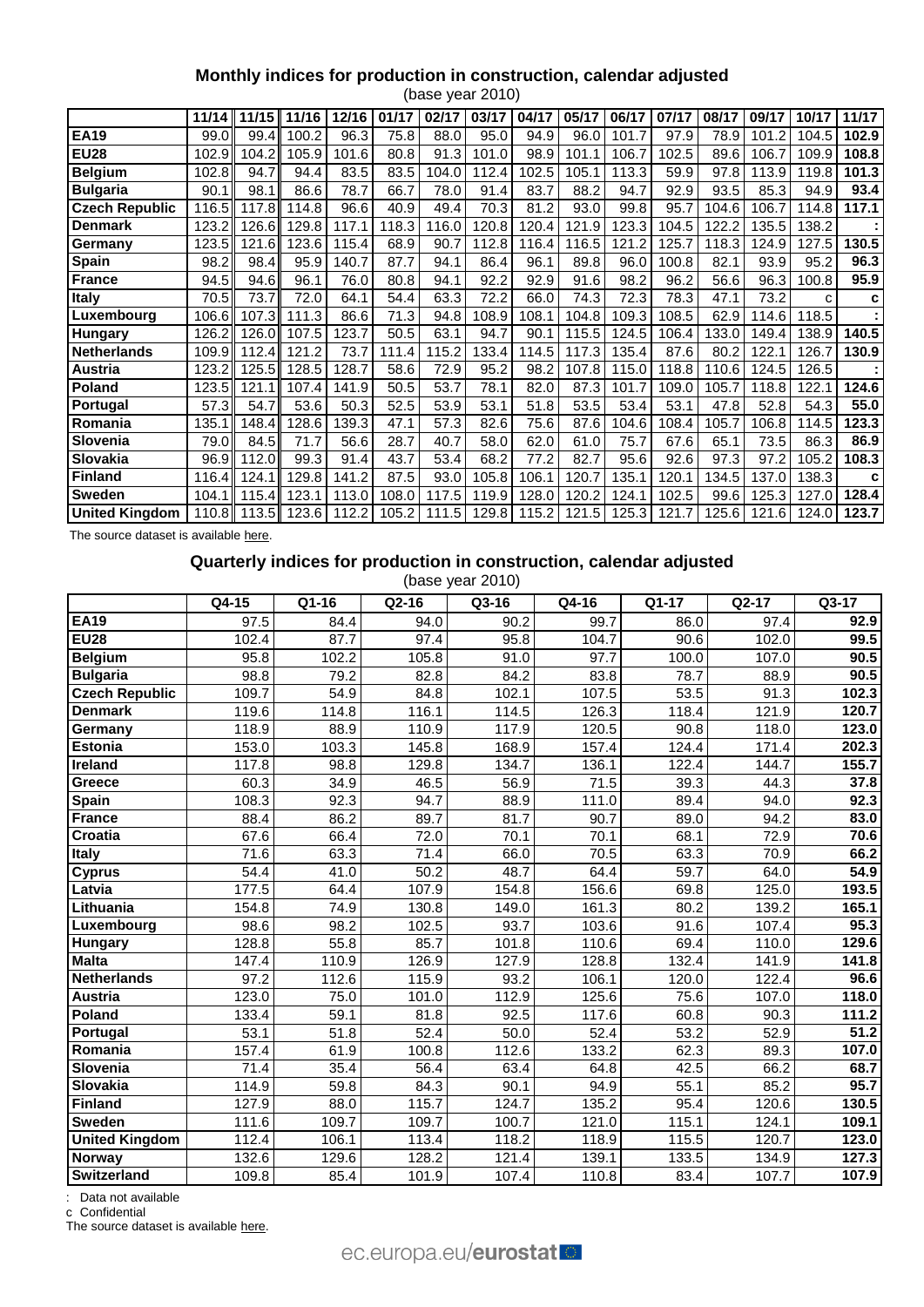## Monthly indices for production in construction, calendar adjusted

(base year 2010)

| | 11/14 | 11/15 | 11/16 | 12/16 | 01/17 | 02/17 | 03/17 | 04/17 | 05/17 | 06/17 | 07/17 | 08/17 | 09/17 | 10/17 | 11/17 |
|---|---|---|---|---|---|---|---|---|---|---|---|---|---|---|---|
| **EA19** | 99.0 | 99.4 | 100.2 | 96.3 | 75.8 | 88.0 | 95.0 | 94.9 | 96.0 | 101.7 | 97.9 | 78.9 | 101.2 | 104.5 | **102.9** |
| **EU28** | 102.9 | 104.2 | 105.9 | 101.6 | 80.8 | 91.3 | 101.0 | 98.9 | 101.1 | 106.7 | 102.5 | 89.6 | 106.7 | 109.9 | **108.8** |
| **Belgium** | 102.8 | 94.7 | 94.4 | 83.5 | 83.5 | 104.0 | 112.4 | 102.5 | 105.1 | 113.3 | 59.9 | 97.8 | 113.9 | 119.8 | **101.3** |
| **Bulgaria** | 90.1 | 98.1 | 86.6 | 78.7 | 66.7 | 78.0 | 91.4 | 83.7 | 88.2 | 94.7 | 92.9 | 93.5 | 85.3 | 94.9 | **93.4** |
| **Czech Republic** | 116.5 | 117.8 | 114.8 | 96.6 | 40.9 | 49.4 | 70.3 | 81.2 | 93.0 | 99.8 | 95.7 | 104.6 | 106.7 | 114.8 | **117.1** |
| **Denmark** | 123.2 | 126.6 | 129.8 | 117.1 | 118.3 | 116.0 | 120.8 | 120.4 | 121.9 | 123.3 | 104.5 | 122.2 | 135.5 | 138.2 | **:** |
| **Germany** | 123.5 | 121.6 | 123.6 | 115.4 | 68.9 | 90.7 | 112.8 | 116.4 | 116.5 | 121.2 | 125.7 | 118.3 | 124.9 | 127.5 | **130.5** |
| **Spain** | 98.2 | 98.4 | 95.9 | 140.7 | 87.7 | 94.1 | 86.4 | 96.1 | 89.8 | 96.0 | 100.8 | 82.1 | 93.9 | 95.2 | **96.3** |
| **France** | 94.5 | 94.6 | 96.1 | 76.0 | 80.8 | 94.1 | 92.2 | 92.9 | 91.6 | 98.2 | 96.2 | 56.6 | 96.3 | 100.8 | **95.9** |
| **Italy** | 70.5 | 73.7 | 72.0 | 64.1 | 54.4 | 63.3 | 72.2 | 66.0 | 74.3 | 72.3 | 78.3 | 47.1 | 73.2 | c | **c** |
| **Luxembourg** | 106.6 | 107.3 | 111.3 | 86.6 | 71.3 | 94.8 | 108.9 | 108.1 | 104.8 | 109.3 | 108.5 | 62.9 | 114.6 | 118.5 | **:** |
| **Hungary** | 126.2 | 126.0 | 107.5 | 123.7 | 50.5 | 63.1 | 94.7 | 90.1 | 115.5 | 124.5 | 106.4 | 133.0 | 149.4 | 138.9 | **140.5** |
| **Netherlands** | 109.9 | 112.4 | 121.2 | 73.7 | 111.4 | 115.2 | 133.4 | 114.5 | 117.3 | 135.4 | 87.6 | 80.2 | 122.1 | 126.7 | **130.9** |
| **Austria** | 123.2 | 125.5 | 128.5 | 128.7 | 58.6 | 72.9 | 95.2 | 98.2 | 107.8 | 115.0 | 118.8 | 110.6 | 124.5 | 126.5 | **:** |
| **Poland** | 123.5 | 121.1 | 107.4 | 141.9 | 50.5 | 53.7 | 78.1 | 82.0 | 87.3 | 101.7 | 109.0 | 105.7 | 118.8 | 122.1 | **124.6** |
| **Portugal** | 57.3 | 54.7 | 53.6 | 50.3 | 52.5 | 53.9 | 53.1 | 51.8 | 53.5 | 53.4 | 53.1 | 47.8 | 52.8 | 54.3 | **55.0** |
| **Romania** | 135.1 | 148.4 | 128.6 | 139.3 | 47.1 | 57.3 | 82.6 | 75.6 | 87.6 | 104.6 | 108.4 | 105.7 | 106.8 | 114.5 | **123.3** |
| **Slovenia** | 79.0 | 84.5 | 71.7 | 56.6 | 28.7 | 40.7 | 58.0 | 62.0 | 61.0 | 75.7 | 67.6 | 65.1 | 73.5 | 86.3 | **86.9** |
| **Slovakia** | 96.9 | 112.0 | 99.3 | 91.4 | 43.7 | 53.4 | 68.2 | 77.2 | 82.7 | 95.6 | 92.6 | 97.3 | 97.2 | 105.2 | **108.3** |
| **Finland** | 116.4 | 124.1 | 129.8 | 141.2 | 87.5 | 93.0 | 105.8 | 106.1 | 120.7 | 135.1 | 120.1 | 134.5 | 137.0 | 138.3 | **c** |
| **Sweden** | 104.1 | 115.4 | 123.1 | 113.0 | 108.0 | 117.5 | 119.9 | 128.0 | 120.2 | 124.1 | 102.5 | 99.6 | 125.3 | 127.0 | **128.4** |
| **United Kingdom** | 110.8 | 113.5 | 123.6 | 112.2 | 105.2 | 111.5 | 129.8 | 115.2 | 121.5 | 125.3 | 121.7 | 125.6 | 121.6 | 124.0 | **123.7** |

The source dataset is available here.

## Quarterly indices for production in construction, calendar adjusted

(base year 2010)

| | Q4-15 | Q1-16 | Q2-16 | Q3-16 | Q4-16 | Q1-17 | Q2-17 | Q3-17 |
|---|---|---|---|---|---|---|---|---|
| **EA19** | 97.5 | 84.4 | 94.0 | 90.2 | 99.7 | 86.0 | 97.4 | **92.9** |
| **EU28** | 102.4 | 87.7 | 97.4 | 95.8 | 104.7 | 90.6 | 102.0 | **99.5** |
| **Belgium** | 95.8 | 102.2 | 105.8 | 91.0 | 97.7 | 100.0 | 107.0 | **90.5** |
| **Bulgaria** | 98.8 | 79.2 | 82.8 | 84.2 | 83.8 | 78.7 | 88.9 | **90.5** |
| **Czech Republic** | 109.7 | 54.9 | 84.8 | 102.1 | 107.5 | 53.5 | 91.3 | **102.3** |
| **Denmark** | 119.6 | 114.8 | 116.1 | 114.5 | 126.3 | 118.4 | 121.9 | **120.7** |
| **Germany** | 118.9 | 88.9 | 110.9 | 117.9 | 120.5 | 90.8 | 118.0 | **123.0** |
| **Estonia** | 153.0 | 103.3 | 145.8 | 168.9 | 157.4 | 124.4 | 171.4 | **202.3** |
| **Ireland** | 117.8 | 98.8 | 129.8 | 134.7 | 136.1 | 122.4 | 144.7 | **155.7** |
| **Greece** | 60.3 | 34.9 | 46.5 | 56.9 | 71.5 | 39.3 | 44.3 | **37.8** |
| **Spain** | 108.3 | 92.3 | 94.7 | 88.9 | 111.0 | 89.4 | 94.0 | **92.3** |
| **France** | 88.4 | 86.2 | 89.7 | 81.7 | 90.7 | 89.0 | 94.2 | **83.0** |
| **Croatia** | 67.6 | 66.4 | 72.0 | 70.1 | 70.1 | 68.1 | 72.9 | **70.6** |
| **Italy** | 71.6 | 63.3 | 71.4 | 66.0 | 70.5 | 63.3 | 70.9 | **66.2** |
| **Cyprus** | 54.4 | 41.0 | 50.2 | 48.7 | 64.4 | 59.7 | 64.0 | **54.9** |
| **Latvia** | 177.5 | 64.4 | 107.9 | 154.8 | 156.6 | 69.8 | 125.0 | **193.5** |
| **Lithuania** | 154.8 | 74.9 | 130.8 | 149.0 | 161.3 | 80.2 | 139.2 | **165.1** |
| **Luxembourg** | 98.6 | 98.2 | 102.5 | 93.7 | 103.6 | 91.6 | 107.4 | **95.3** |
| **Hungary** | 128.8 | 55.8 | 85.7 | 101.8 | 110.6 | 69.4 | 110.0 | **129.6** |
| **Malta** | 147.4 | 110.9 | 126.9 | 127.9 | 128.8 | 132.4 | 141.9 | **141.8** |
| **Netherlands** | 97.2 | 112.6 | 115.9 | 93.2 | 106.1 | 120.0 | 122.4 | **96.6** |
| **Austria** | 123.0 | 75.0 | 101.0 | 112.9 | 125.6 | 75.6 | 107.0 | **118.0** |
| **Poland** | 133.4 | 59.1 | 81.8 | 92.5 | 117.6 | 60.8 | 90.3 | **111.2** |
| **Portugal** | 53.1 | 51.8 | 52.4 | 50.0 | 52.4 | 53.2 | 52.9 | **51.2** |
| **Romania** | 157.4 | 61.9 | 100.8 | 112.6 | 133.2 | 62.3 | 89.3 | **107.0** |
| **Slovenia** | 71.4 | 35.4 | 56.4 | 63.4 | 64.8 | 42.5 | 66.2 | **68.7** |
| **Slovakia** | 114.9 | 59.8 | 84.3 | 90.1 | 94.9 | 55.1 | 85.2 | **95.7** |
| **Finland** | 127.9 | 88.0 | 115.7 | 124.7 | 135.2 | 95.4 | 120.6 | **130.5** |
| **Sweden** | 111.6 | 109.7 | 109.7 | 100.7 | 121.0 | 115.1 | 124.1 | **109.1** |
| **United Kingdom** | 112.4 | 106.1 | 113.4 | 118.2 | 118.9 | 115.5 | 120.7 | **123.0** |
| **Norway** | 132.6 | 129.6 | 128.2 | 121.4 | 139.1 | 133.5 | 134.9 | **127.3** |
| **Switzerland** | 109.8 | 85.4 | 101.9 | 107.4 | 110.8 | 83.4 | 107.7 | **107.9** |

: Data not available

c Confidential

The source dataset is available here.